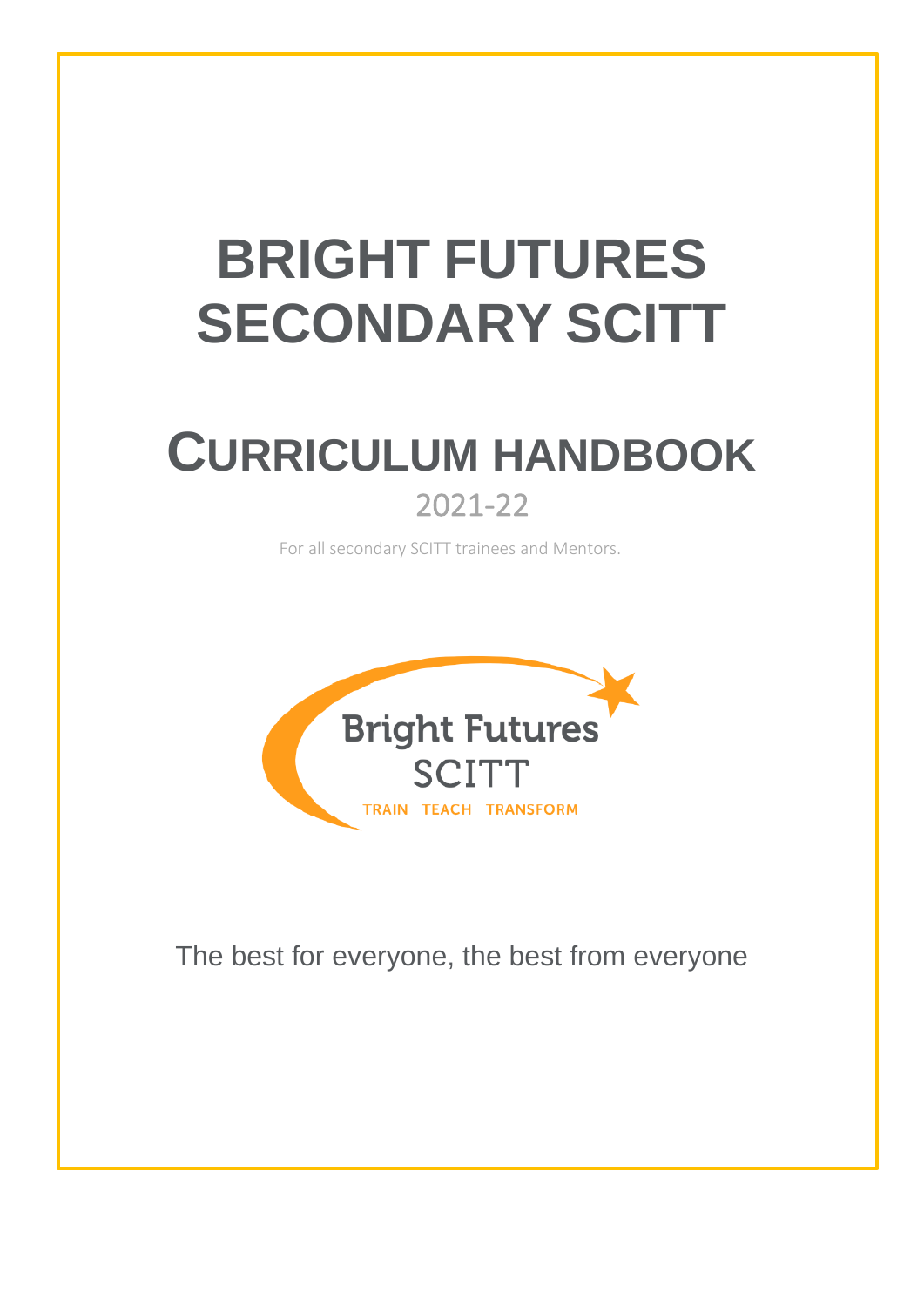# BRIGHT FUTURES SECONDARY SCITT

## CURRICULUM HANDBOOK

2021-22

For all secondary SCITT trainees and Mentors.

Bright Futures SCITT

TRAIN TEACH TRANSFORM

The best for everyone, the best from everyone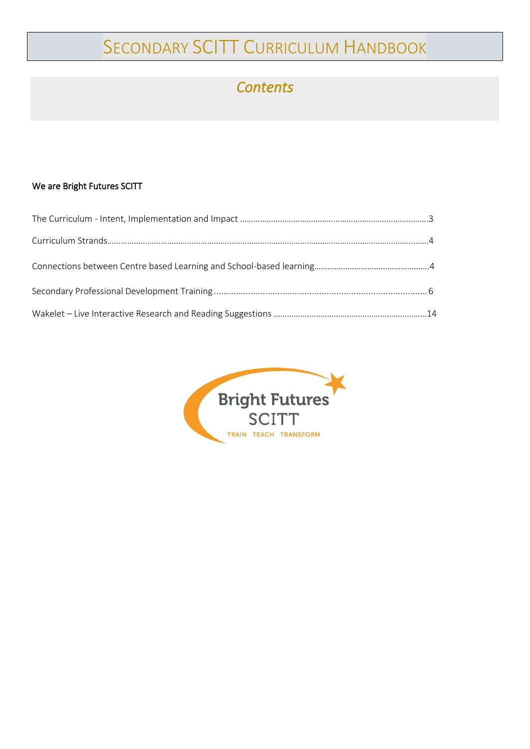# Secondary SCITT Curriculum Handbook

## *Contents*

**We are Bright Futures SCITT**

The Curriculum - Intent, Implementation and Impact ....................................................................................3

Curriculum Strands..............................................................................................................................................4

Connections between Centre based Learning and School-based learning...................................................4

Secondary Professional Development Training..............................................................................................6

Wakelet – Live Interactive Research and Reading Suggestions ....................................................................14

Bright Futures SCITT

TRAIN TEACH TRANSFORM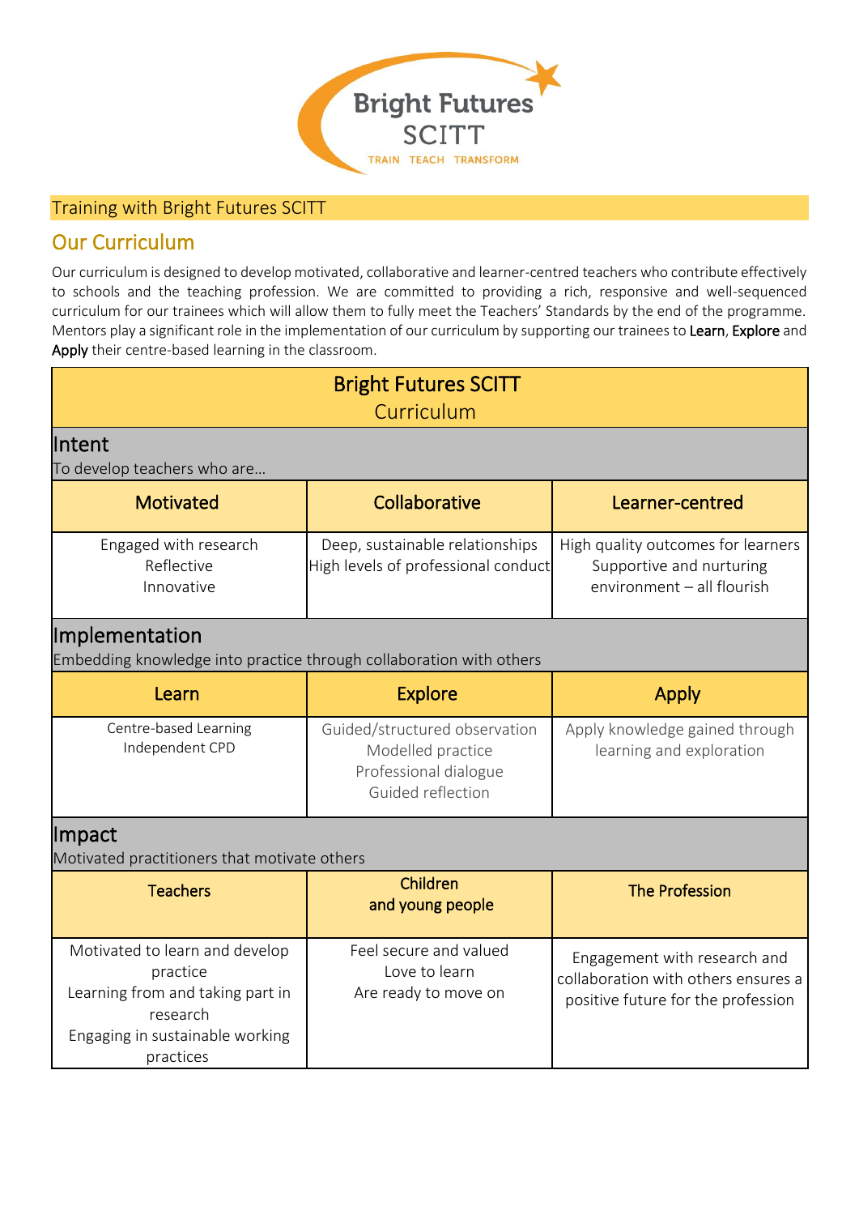Bright Futures SCITT

TRAIN TEACH TRANSFORM

## Training with Bright Futures SCITT

## Our Curriculum

Our curriculum is designed to develop motivated, collaborative and learner-centred teachers who contribute effectively to schools and the teaching profession. We are committed to providing a rich, responsive and well-sequenced curriculum for our trainees which will allow them to fully meet the Teachers' Standards by the end of the programme. Mentors play a significant role in the implementation of our curriculum by supporting our trainees to Learn, Explore and Apply their centre-based learning in the classroom.

| Bright Futures SCITT Curriculum | | |
|---|---|---|
| **Intent**<br>To develop teachers who are… | | |
| **Motivated** | **Collaborative** | **Learner-centred** |
| Engaged with research<br>Reflective<br>Innovative | Deep, sustainable relationships<br>High levels of professional conduct | High quality outcomes for learners<br>Supportive and nurturing environment – all flourish |
| **Implementation**<br>Embedding knowledge into practice through collaboration with others | | |
| **Learn** | **Explore** | **Apply** |
| Centre-based Learning<br>Independent CPD | Guided/structured observation<br>Modelled practice<br>Professional dialogue<br>Guided reflection | Apply knowledge gained through learning and exploration |
| **Impact**<br>Motivated practitioners that motivate others | | |
| **Teachers** | **Children and young people** | **The Profession** |
| Motivated to learn and develop practice<br>Learning from and taking part in research<br>Engaging in sustainable working practices | Feel secure and valued<br>Love to learn<br>Are ready to move on | Engagement with research and collaboration with others ensures a positive future for the profession |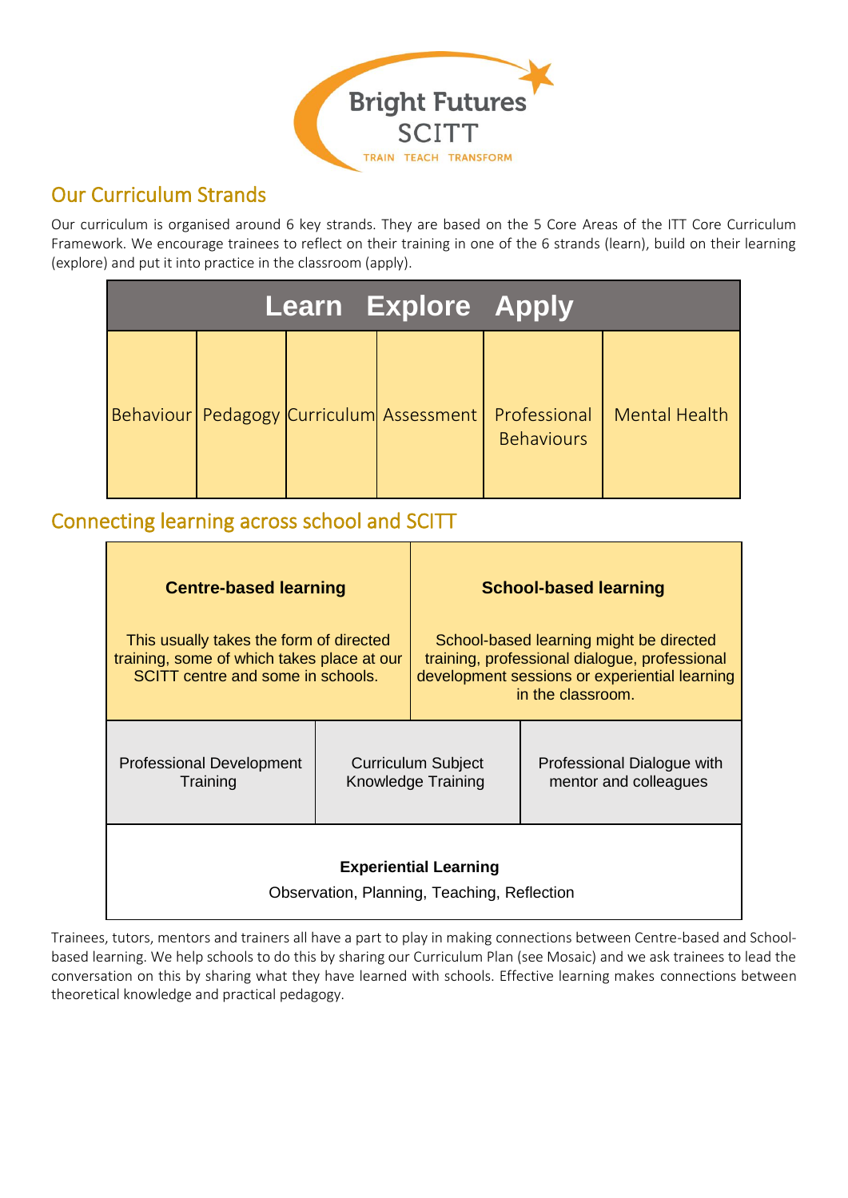Bright Futures SCITT
TRAIN TEACH TRANSFORM

## Our Curriculum Strands

Our curriculum is organised around 6 key strands. They are based on the 5 Core Areas of the ITT Core Curriculum Framework. We encourage trainees to reflect on their training in one of the 6 strands (learn), build on their learning (explore) and put it into practice in the classroom (apply).

| Learn Explore Apply | | | | | |
|---|---|---|---|---|---|
| Behaviour | Pedagogy | Curriculum | Assessment | Professional Behaviours | Mental Health |

## Connecting learning across school and SCITT

| **Centre-based learning**<br><br>This usually takes the form of directed training, some of which takes place at our SCITT centre and some in schools. | | **School-based learning**<br><br>School-based learning might be directed training, professional dialogue, professional development sessions or experiential learning in the classroom. |
|---|---|---|
| Professional Development Training | Curriculum Subject Knowledge Training | Professional Dialogue with mentor and colleagues |
| **Experiential Learning**<br><br>Observation, Planning, Teaching, Reflection | | |

Trainees, tutors, mentors and trainers all have a part to play in making connections between Centre-based and School-based learning. We help schools to do this by sharing our Curriculum Plan (see Mosaic) and we ask trainees to lead the conversation on this by sharing what they have learned with schools. Effective learning makes connections between theoretical knowledge and practical pedagogy.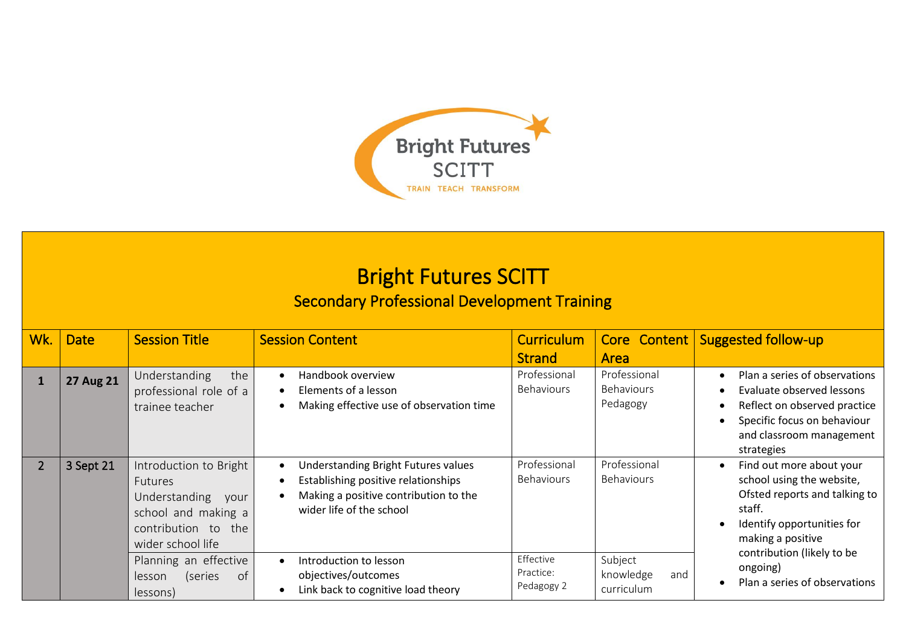# Bright Futures SCITT

## Secondary Professional Development Training

| Wk. | Date | Session Title | Session Content | Curriculum Strand | Core Content Area | Suggested follow-up |
|---|---|---|---|---|---|---|
| **1** | **27 Aug 21** | Understanding the professional role of a trainee teacher | • Handbook overview<br>• Elements of a lesson<br>• Making effective use of observation time | Professional Behaviours | Professional Behaviours<br>Pedagogy | • Plan a series of observations<br>• Evaluate observed lessons<br>• Reflect on observed practice<br>• Specific focus on behaviour and classroom management strategies |
| 2 | 3 Sept 21 | Introduction to Bright Futures<br>Understanding your school and making a contribution to the wider school life | • Understanding Bright Futures values<br>• Establishing positive relationships<br>• Making a positive contribution to the wider life of the school | Professional Behaviours | Professional Behaviours | • Find out more about your school using the website, Ofsted reports and talking to staff.<br>• Identify opportunities for making a positive contribution (likely to be ongoing)<br>• Plan a series of observations |
| | | Planning an effective lesson (series of lessons) | • Introduction to lesson objectives/outcomes<br>• Link back to cognitive load theory | Effective Practice: Pedagogy 2 | Subject knowledge and curriculum | |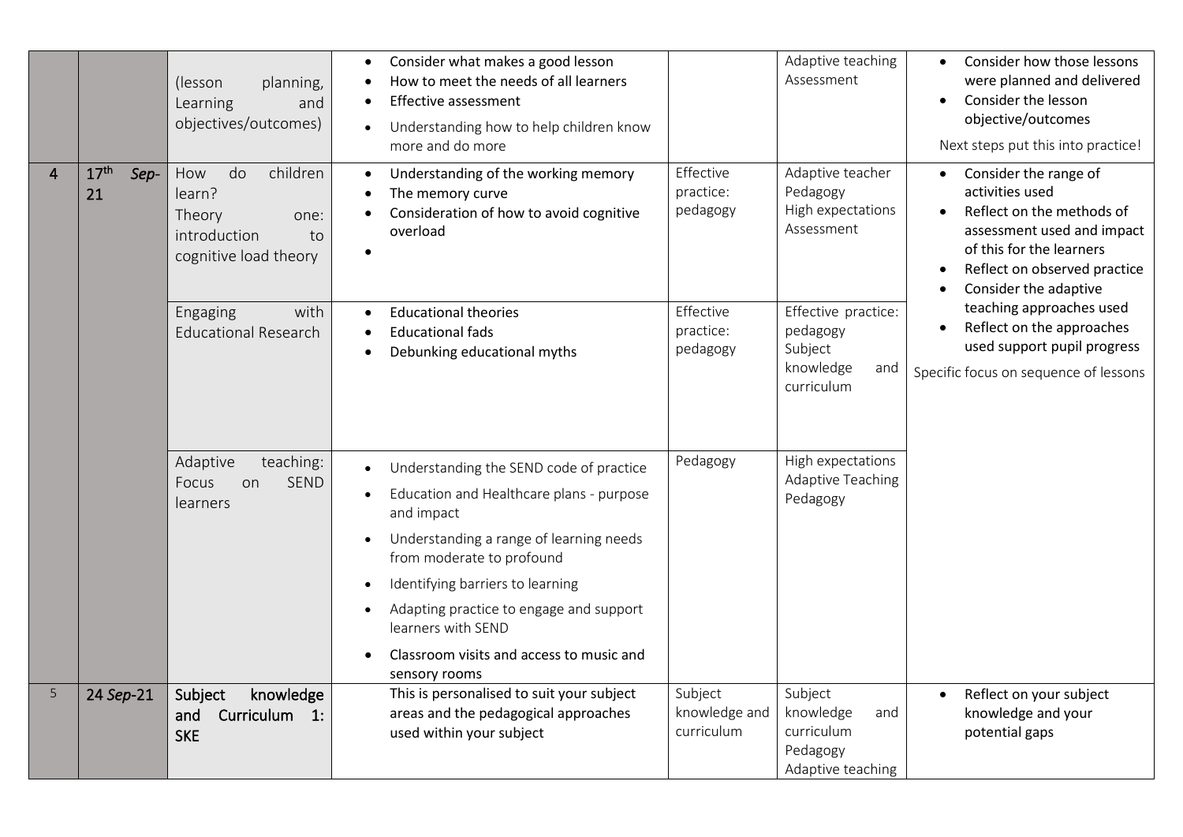|   |   |   |   |   |   |   |
|---|---|---|---|---|---|---|
|   |   | (lesson planning, Learning and objectives/outcomes) | • Consider what makes a good lesson<br>• How to meet the needs of all learners<br>• Effective assessment<br>• Understanding how to help children know more and do more |   | Adaptive teaching<br>Assessment | • Consider how those lessons were planned and delivered<br>• Consider the lesson objective/outcomes<br>Next steps put this into practice! |
| 4 | 17th *Sep*-21 | How do children learn?<br>Theory one: introduction to cognitive load theory | • Understanding of the working memory<br>• The memory curve<br>• Consideration of how to avoid cognitive overload<br>• | Effective practice: pedagogy | Adaptive teacher<br>Pedagogy<br>High expectations<br>Assessment | • Consider the range of activities used<br>• Reflect on the methods of assessment used and impact of this for the learners<br>• Reflect on observed practice<br>• Consider the adaptive teaching approaches used<br>• Reflect on the approaches used support pupil progress<br>Specific focus on sequence of lessons |
|   |   | Engaging with Educational Research | • Educational theories<br>• Educational fads<br>• Debunking educational myths | Effective practice: pedagogy | Effective practice: pedagogy<br>Subject knowledge and curriculum |   |
|   |   | Adaptive teaching: Focus on SEND learners | • Understanding the SEND code of practice<br>• Education and Healthcare plans - purpose and impact<br>• Understanding a range of learning needs from moderate to profound<br>• Identifying barriers to learning<br>• Adapting practice to engage and support learners with SEND<br>• Classroom visits and access to music and sensory rooms | Pedagogy | High expectations<br>Adaptive Teaching<br>Pedagogy |   |
| 5 | 24 *Sep*-21 | **Subject knowledge and Curriculum 1: SKE** | This is personalised to suit your subject areas and the pedagogical approaches used within your subject | Subject knowledge and curriculum | Subject knowledge and curriculum<br>Pedagogy<br>Adaptive teaching | • Reflect on your subject knowledge and your potential gaps |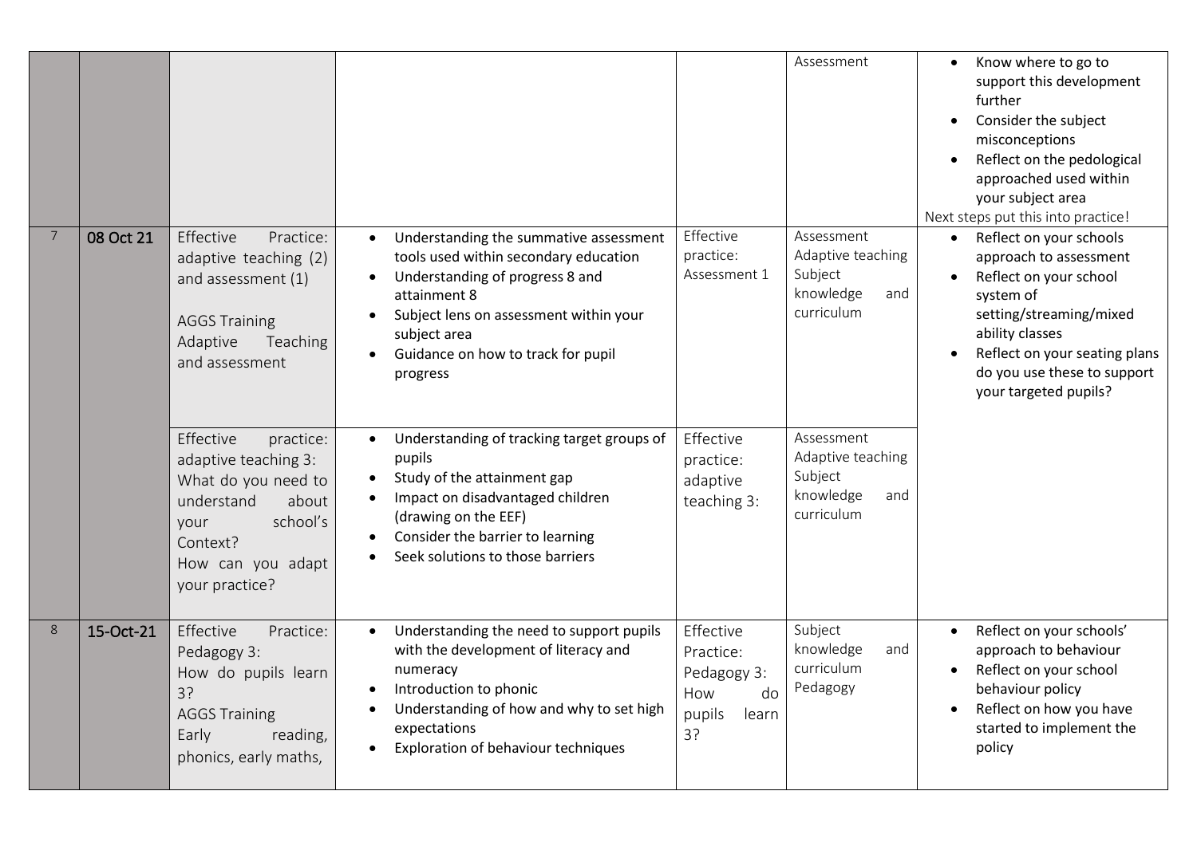| | | | | | | |
|---|---|---|---|---|---|---|
| | | | | | Assessment | • Know where to go to support this development further<br>• Consider the subject misconceptions<br>• Reflect on the pedological approached used within your subject area<br>Next steps put this into practice! |
| 7 | 08 Oct 21 | Effective Practice: adaptive teaching (2) and assessment (1)<br><br>AGGS Training<br>Adaptive Teaching and assessment | • Understanding the summative assessment tools used within secondary education<br>• Understanding of progress 8 and attainment 8<br>• Subject lens on assessment within your subject area<br>• Guidance on how to track for pupil progress | Effective practice: Assessment 1 | Assessment<br>Adaptive teaching<br>Subject knowledge and curriculum | • Reflect on your schools approach to assessment<br>• Reflect on your school system of setting/streaming/mixed ability classes<br>• Reflect on your seating plans do you use these to support your targeted pupils? |
| | | Effective practice: adaptive teaching 3: What do you need to understand about your school's Context?<br>How can you adapt your practice? | • Understanding of tracking target groups of pupils<br>• Study of the attainment gap<br>• Impact on disadvantaged children (drawing on the EEF)<br>• Consider the barrier to learning<br>• Seek solutions to those barriers | Effective practice: adaptive teaching 3: | Assessment<br>Adaptive teaching<br>Subject knowledge and curriculum | |
| 8 | 15-Oct-21 | Effective Practice: Pedagogy 3:<br>How do pupils learn 3?<br>AGGS Training<br>Early reading, phonics, early maths, | • Understanding the need to support pupils with the development of literacy and numeracy<br>• Introduction to phonic<br>• Understanding of how and why to set high expectations<br>• Exploration of behaviour techniques | Effective Practice: Pedagogy 3: How do pupils learn 3? | Subject knowledge and curriculum<br>Pedagogy | • Reflect on your schools' approach to behaviour<br>• Reflect on your school behaviour policy<br>• Reflect on how you have started to implement the policy |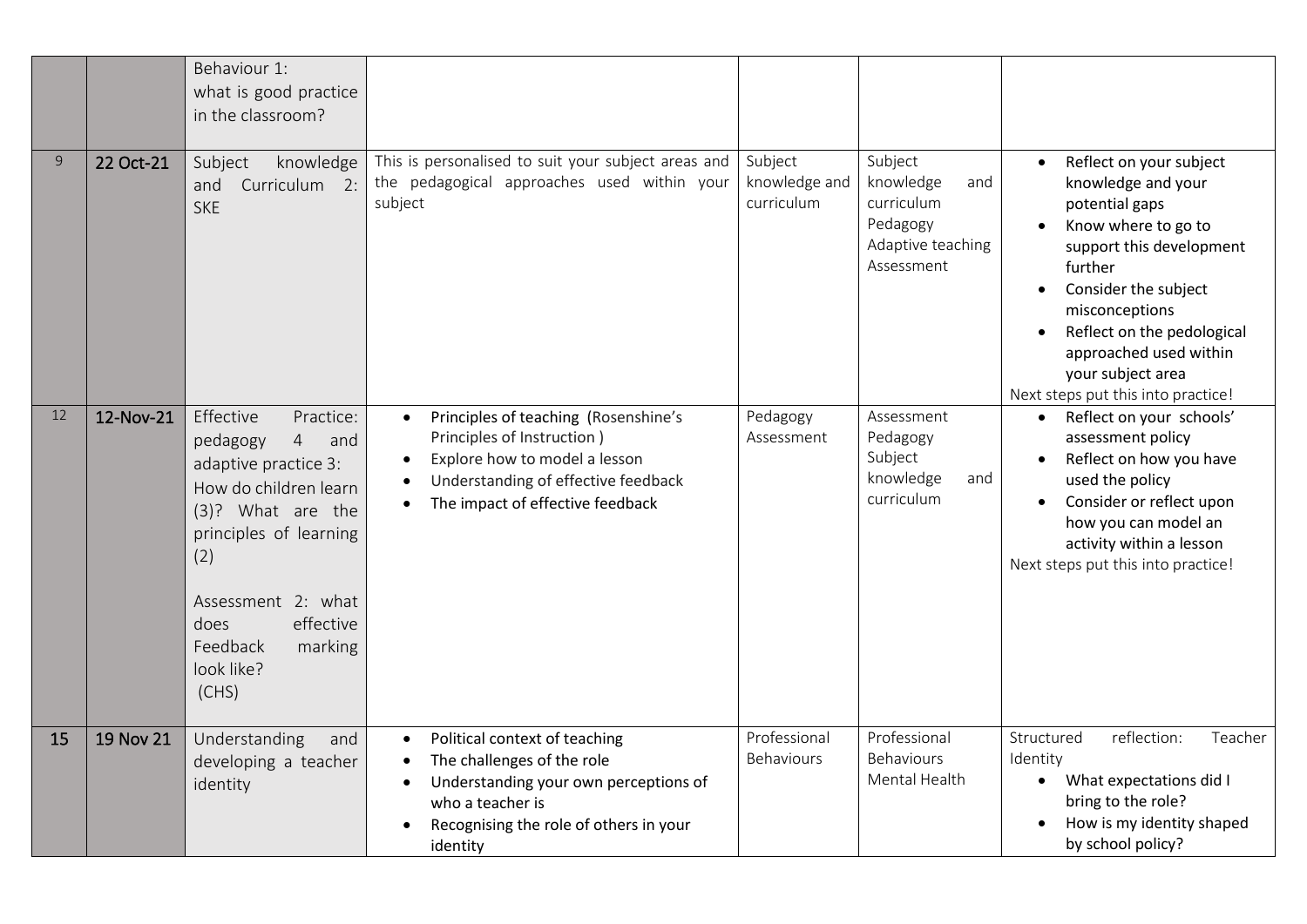| | | | | | | |
|---|---|---|---|---|---|---|
| | | Behaviour 1: what is good practice in the classroom? | | | | |
| 9 | 22 Oct-21 | Subject knowledge and Curriculum 2: SKE | This is personalised to suit your subject areas and the pedagogical approaches used within your subject | Subject knowledge and curriculum | Subject knowledge and curriculum<br>Pedagogy<br>Adaptive teaching<br>Assessment | • Reflect on your subject knowledge and your potential gaps<br>• Know where to go to support this development further<br>• Consider the subject misconceptions<br>• Reflect on the pedological approached used within your subject area<br>Next steps put this into practice! |
| 12 | 12-Nov-21 | Effective Practice: pedagogy 4 and adaptive practice 3: How do children learn (3)? What are the principles of learning (2)<br><br>Assessment 2: what does effective Feedback marking look like? (CHS) | • Principles of teaching (Rosenshine's Principles of Instruction )<br>• Explore how to model a lesson<br>• Understanding of effective feedback<br>• The impact of effective feedback | Pedagogy<br>Assessment | Assessment<br>Pedagogy<br>Subject knowledge and curriculum | • Reflect on your schools' assessment policy<br>• Reflect on how you have used the policy<br>• Consider or reflect upon how you can model an activity within a lesson<br>Next steps put this into practice! |
| 15 | 19 Nov 21 | Understanding and developing a teacher identity | • Political context of teaching<br>• The challenges of the role<br>• Understanding your own perceptions of who a teacher is<br>• Recognising the role of others in your identity | Professional Behaviours | Professional Behaviours<br>Mental Health | Structured reflection: Teacher Identity<br>• What expectations did I bring to the role?<br>• How is my identity shaped by school policy? |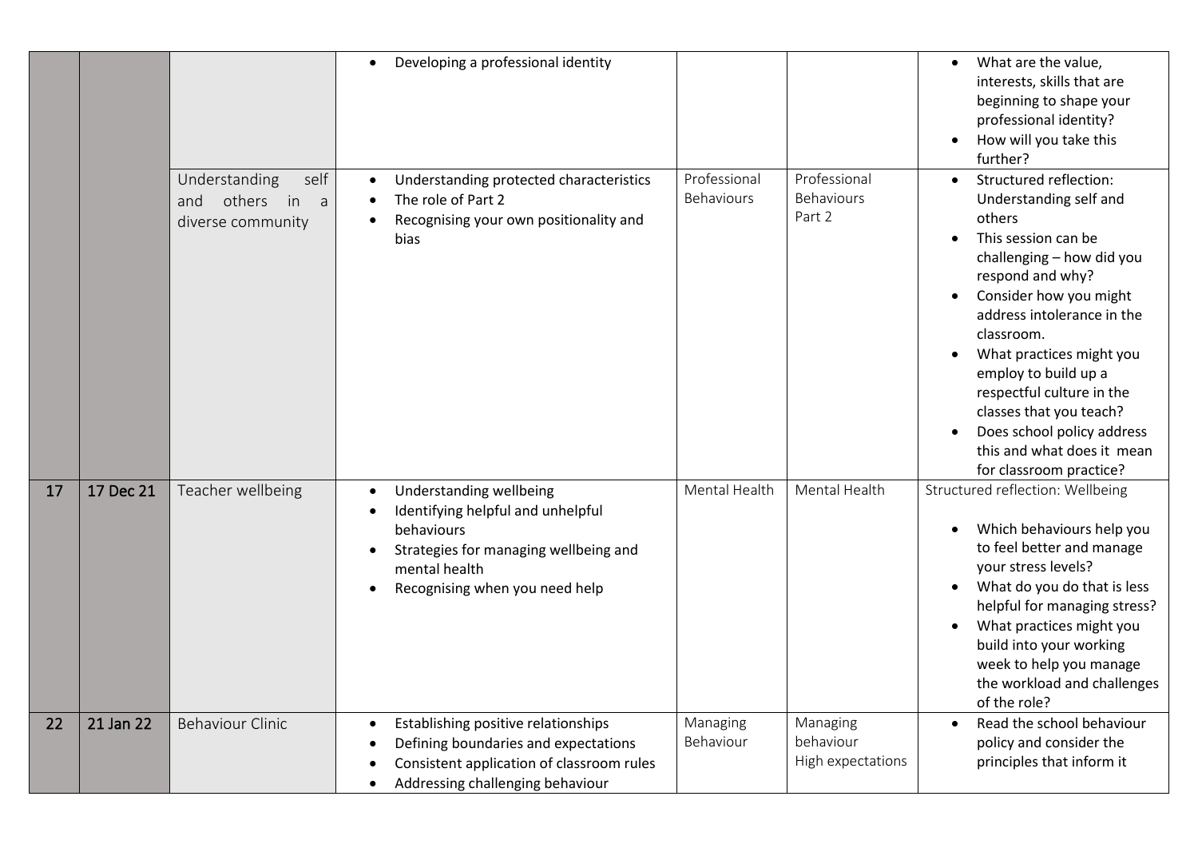| | | | | | | |
|---|---|---|---|---|---|---|
| | | | • Developing a professional identity | | | • What are the value, interests, skills that are beginning to shape your professional identity?<br>• How will you take this further? |
| | | Understanding self and others in a diverse community | • Understanding protected characteristics<br>• The role of Part 2<br>• Recognising your own positionality and bias | Professional Behaviours | Professional Behaviours Part 2 | • Structured reflection: Understanding self and others<br>• This session can be challenging – how did you respond and why?<br>• Consider how you might address intolerance in the classroom.<br>• What practices might you employ to build up a respectful culture in the classes that you teach?<br>• Does school policy address this and what does it mean for classroom practice? |
| 17 | 17 Dec 21 | Teacher wellbeing | • Understanding wellbeing<br>• Identifying helpful and unhelpful behaviours<br>• Strategies for managing wellbeing and mental health<br>• Recognising when you need help | Mental Health | Mental Health | Structured reflection: Wellbeing<br>• Which behaviours help you to feel better and manage your stress levels?<br>• What do you do that is less helpful for managing stress?<br>• What practices might you build into your working week to help you manage the workload and challenges of the role? |
| 22 | 21 Jan 22 | Behaviour Clinic | • Establishing positive relationships<br>• Defining boundaries and expectations<br>• Consistent application of classroom rules<br>• Addressing challenging behaviour | Managing Behaviour | Managing behaviour High expectations | • Read the school behaviour policy and consider the principles that inform it |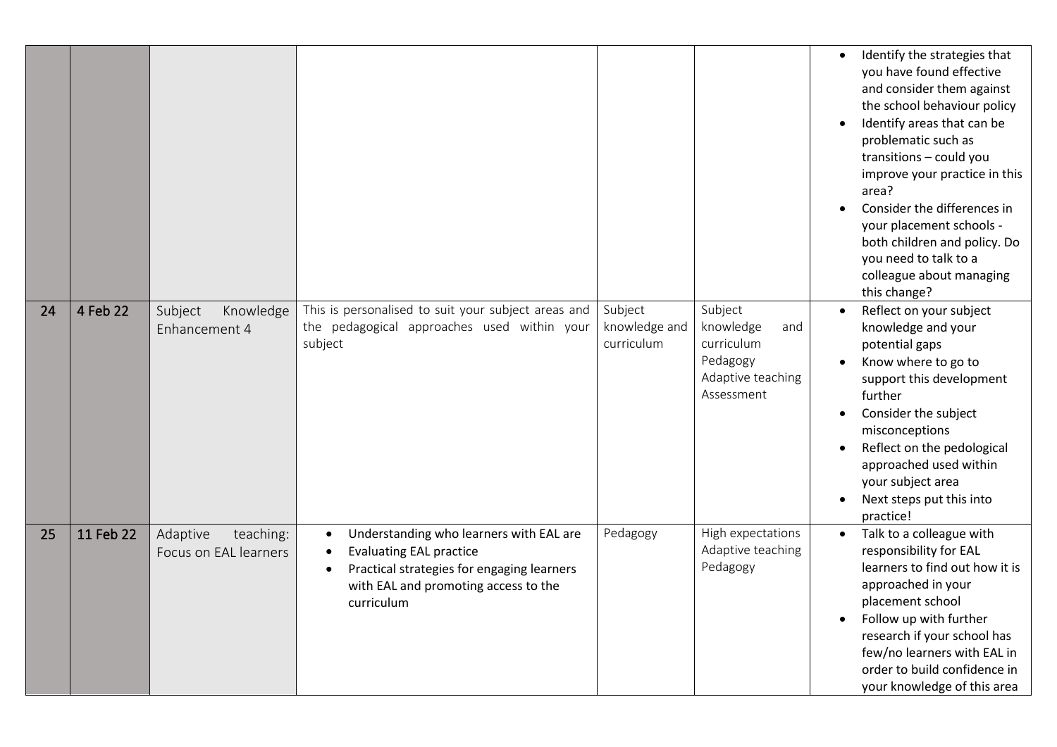| | | | | | | |
|---|---|---|---|---|---|---|
| | | | | | | • Identify the strategies that you have found effective and consider them against the school behaviour policy<br>• Identify areas that can be problematic such as transitions – could you improve your practice in this area?<br>• Consider the differences in your placement schools - both children and policy. Do you need to talk to a colleague about managing this change? |
| 24 | 4 Feb 22 | Subject Knowledge Enhancement 4 | This is personalised to suit your subject areas and the pedagogical approaches used within your subject | Subject knowledge and curriculum | Subject knowledge and curriculum<br>Pedagogy<br>Adaptive teaching<br>Assessment | • Reflect on your subject knowledge and your potential gaps<br>• Know where to go to support this development further<br>• Consider the subject misconceptions<br>• Reflect on the pedological approached used within your subject area<br>• Next steps put this into practice! |
| 25 | 11 Feb 22 | Adaptive teaching: Focus on EAL learners | • Understanding who learners with EAL are<br>• Evaluating EAL practice<br>• Practical strategies for engaging learners with EAL and promoting access to the curriculum | Pedagogy | High expectations<br>Adaptive teaching<br>Pedagogy | • Talk to a colleague with responsibility for EAL learners to find out how it is approached in your placement school<br>• Follow up with further research if your school has few/no learners with EAL in order to build confidence in your knowledge of this area |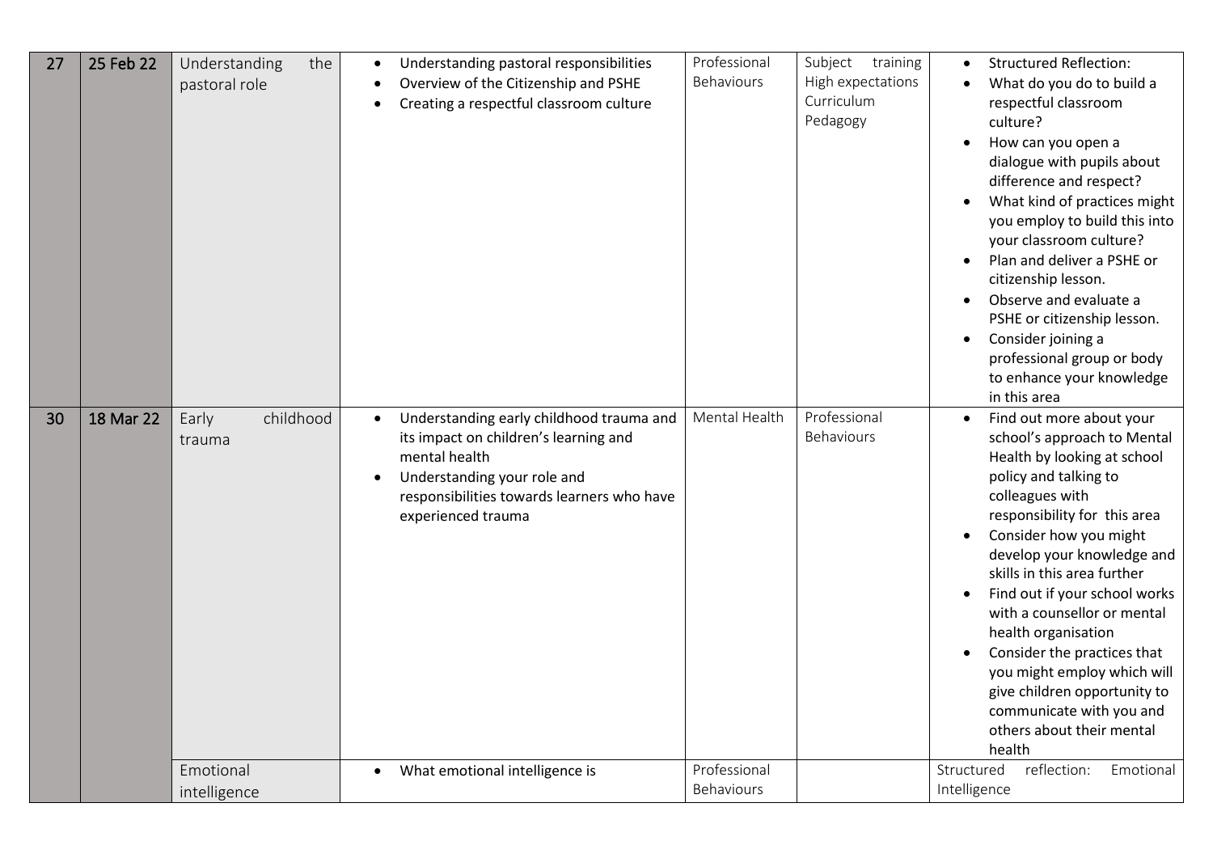| 27 | 25 Feb 22 | Understanding the pastoral role | • Understanding pastoral responsibilities<br>• Overview of the Citizenship and PSHE<br>• Creating a respectful classroom culture | Professional Behaviours | Subject training<br>High expectations<br>Curriculum<br>Pedagogy | • Structured Reflection:<br>• What do you do to build a respectful classroom culture?<br>• How can you open a dialogue with pupils about difference and respect?<br>• What kind of practices might you employ to build this into your classroom culture?<br>• Plan and deliver a PSHE or citizenship lesson.<br>• Observe and evaluate a PSHE or citizenship lesson.<br>• Consider joining a professional group or body to enhance your knowledge in this area |
|---|---|---|---|---|---|---|
| 30 | 18 Mar 22 | Early childhood trauma | • Understanding early childhood trauma and its impact on children's learning and mental health<br>• Understanding your role and responsibilities towards learners who have experienced trauma | Mental Health | Professional Behaviours | • Find out more about your school's approach to Mental Health by looking at school policy and talking to colleagues with responsibility for this area<br>• Consider how you might develop your knowledge and skills in this area further<br>• Find out if your school works with a counsellor or mental health organisation<br>• Consider the practices that you might employ which will give children opportunity to communicate with you and others about their mental health |
| | | Emotional intelligence | • What emotional intelligence is | Professional Behaviours | | Structured reflection: Emotional Intelligence |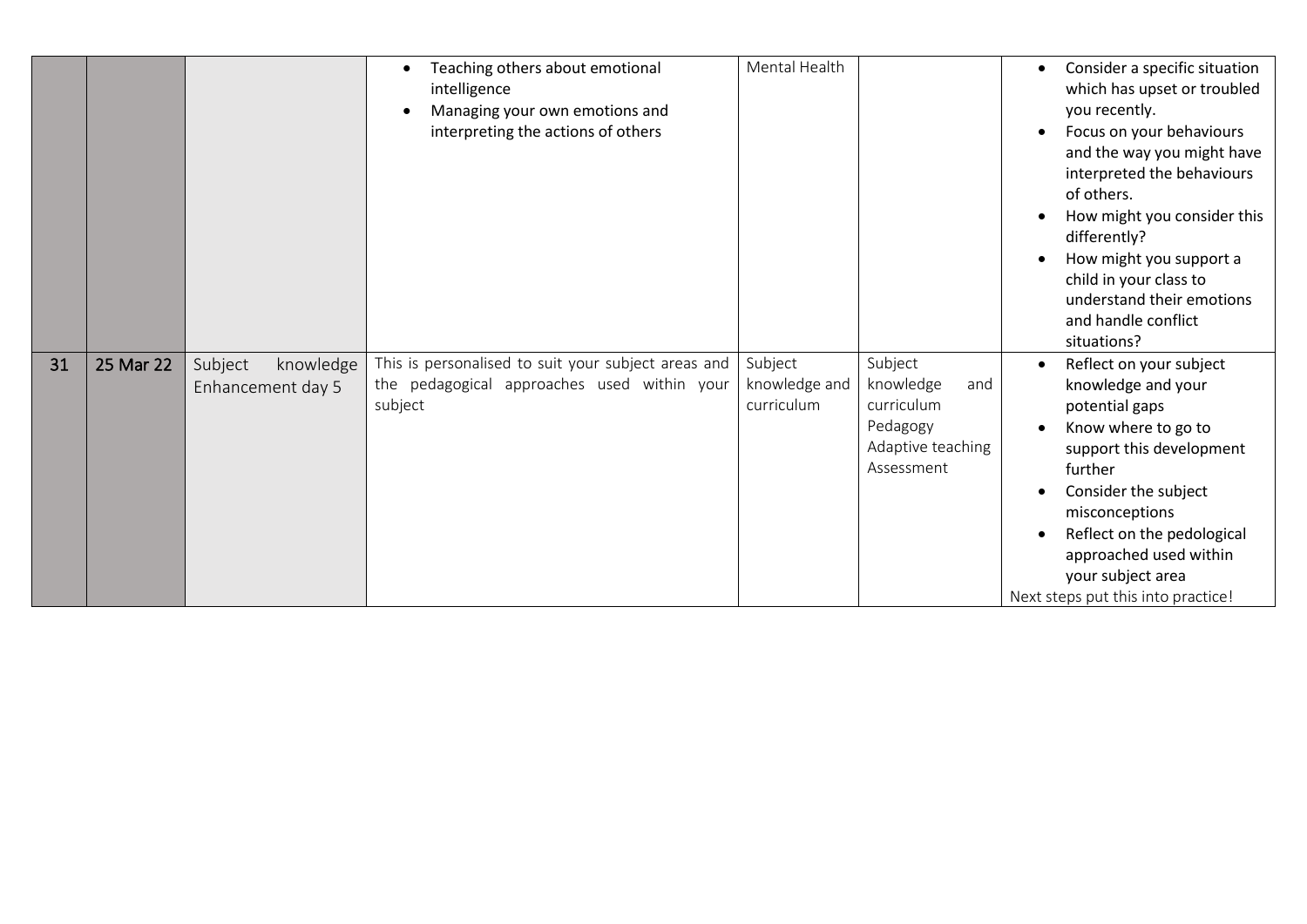|  |  |  | • Teaching others about emotional intelligence<br>• Managing your own emotions and interpreting the actions of others | Mental Health |  | • Consider a specific situation which has upset or troubled you recently.<br>• Focus on your behaviours and the way you might have interpreted the behaviours of others.<br>• How might you consider this differently?<br>• How might you support a child in your class to understand their emotions and handle conflict situations? |
|---|---|---|---|---|---|---|
| 31 | 25 Mar 22 | Subject knowledge Enhancement day 5 | This is personalised to suit your subject areas and the pedagogical approaches used within your subject | Subject knowledge and curriculum | Subject knowledge and curriculum<br>Pedagogy<br>Adaptive teaching<br>Assessment | • Reflect on your subject knowledge and your potential gaps<br>• Know where to go to support this development further<br>• Consider the subject misconceptions<br>• Reflect on the pedological approached used within your subject area<br>Next steps put this into practice! |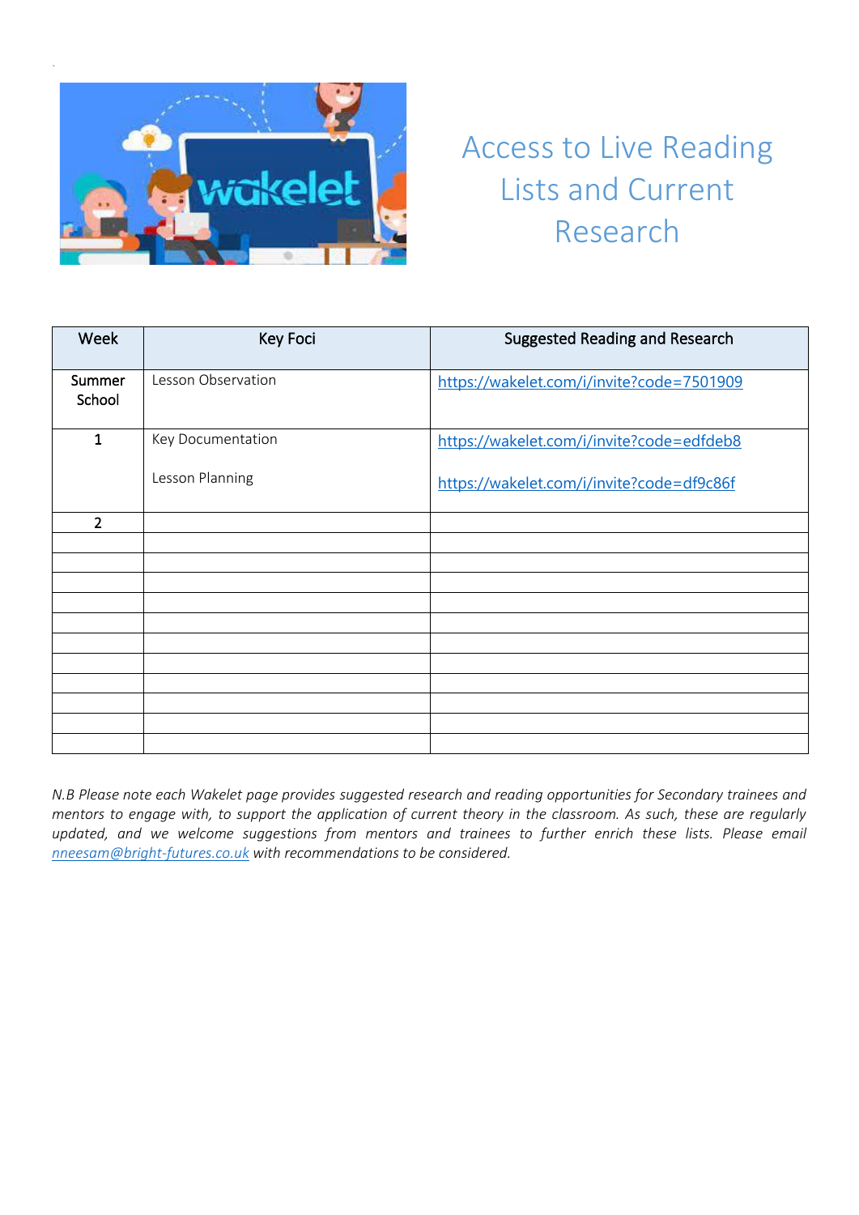# Access to Live Reading Lists and Current Research

| Week | Key Foci | Suggested Reading and Research |
|---|---|---|
| Summer School | Lesson Observation | https://wakelet.com/i/invite?code=7501909 |
| 1 | Key Documentation<br><br>Lesson Planning | https://wakelet.com/i/invite?code=edfdeb8<br><br>https://wakelet.com/i/invite?code=df9c86f |
| 2 | | |
| | | |
| | | |
| | | |
| | | |
| | | |
| | | |
| | | |
| | | |
| | | |
| | | |
| | | |

*N.B Please note each Wakelet page provides suggested research and reading opportunities for Secondary trainees and mentors to engage with, to support the application of current theory in the classroom. As such, these are regularly updated, and we welcome suggestions from mentors and trainees to further enrich these lists. Please email nneesam@bright-futures.co.uk with recommendations to be considered.*